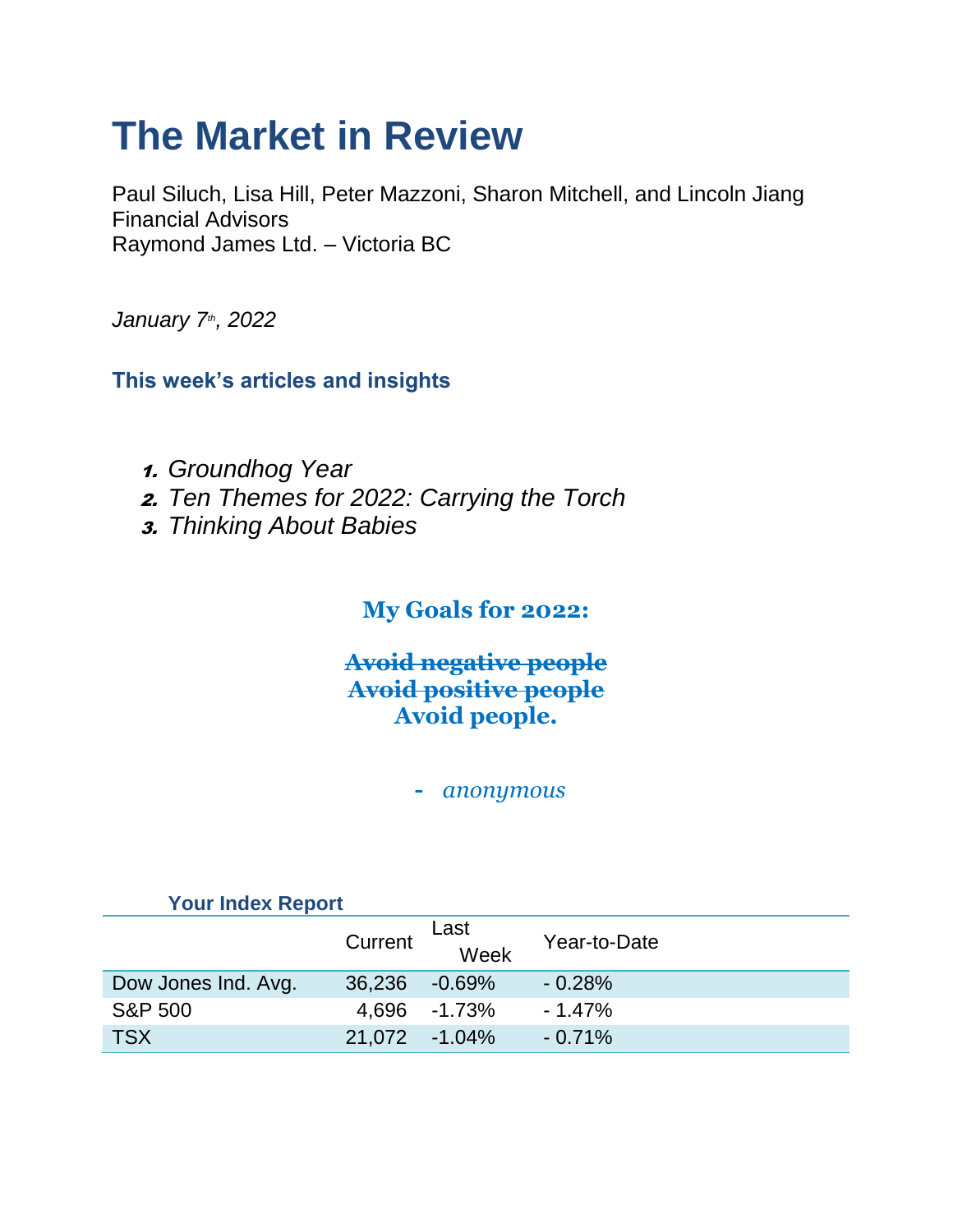# The Market in Review

Paul Siluch, Lisa Hill, Peter Mazzoni, Sharon Mitchell, and Lincoln Jiang
Financial Advisors
Raymond James Ltd. – Victoria BC

*January 7th, 2022*

### This week's articles and insights

1. *Groundhog Year*
2. *Ten Themes for 2022: Carrying the Torch*
3. *Thinking About Babies*

**My Goals for 2022:**

**~~Avoid negative people~~**
**~~Avoid positive people~~**
**Avoid people.**

- *anonymous*

**Your Index Report**

| | Current | Last Week | Year-to-Date |
|---|---|---|---|
| Dow Jones Ind. Avg. | 36,236 | -0.69% | - 0.28% |
| S&P 500 | 4,696 | -1.73% | - 1.47% |
| TSX | 21,072 | -1.04% | - 0.71% |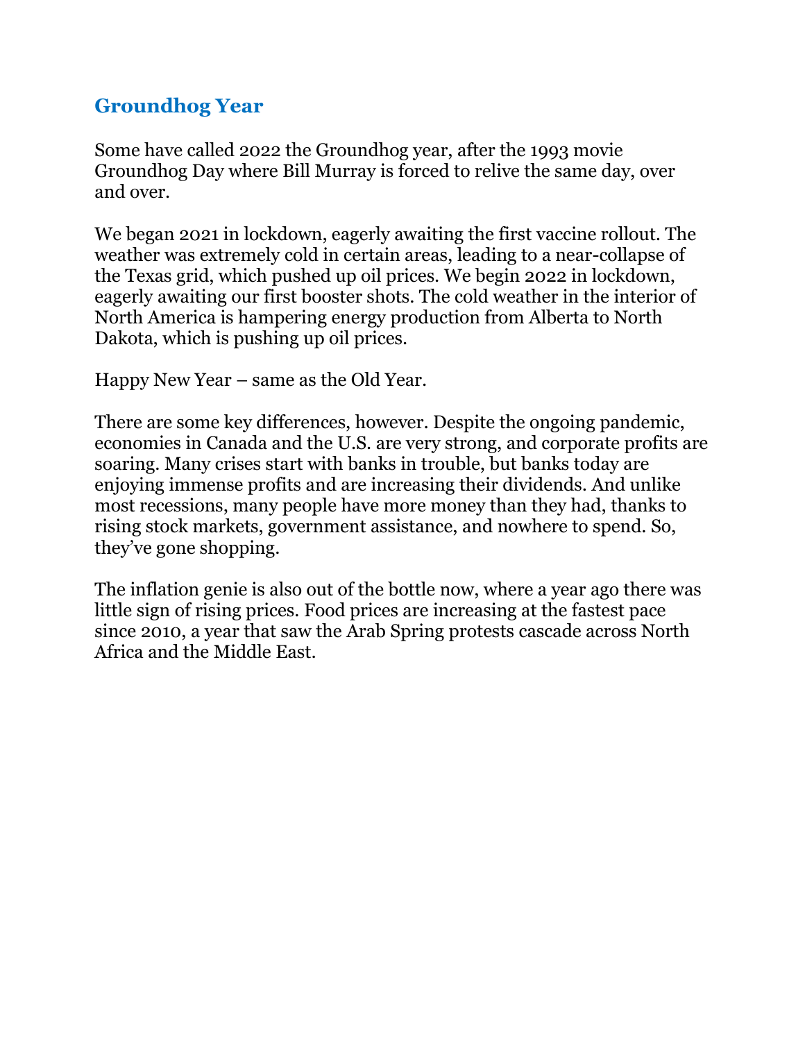## Groundhog Year

Some have called 2022 the Groundhog year, after the 1993 movie Groundhog Day where Bill Murray is forced to relive the same day, over and over.

We began 2021 in lockdown, eagerly awaiting the first vaccine rollout. The weather was extremely cold in certain areas, leading to a near-collapse of the Texas grid, which pushed up oil prices. We begin 2022 in lockdown, eagerly awaiting our first booster shots. The cold weather in the interior of North America is hampering energy production from Alberta to North Dakota, which is pushing up oil prices.

Happy New Year – same as the Old Year.

There are some key differences, however. Despite the ongoing pandemic, economies in Canada and the U.S. are very strong, and corporate profits are soaring. Many crises start with banks in trouble, but banks today are enjoying immense profits and are increasing their dividends. And unlike most recessions, many people have more money than they had, thanks to rising stock markets, government assistance, and nowhere to spend. So, they've gone shopping.

The inflation genie is also out of the bottle now, where a year ago there was little sign of rising prices. Food prices are increasing at the fastest pace since 2010, a year that saw the Arab Spring protests cascade across North Africa and the Middle East.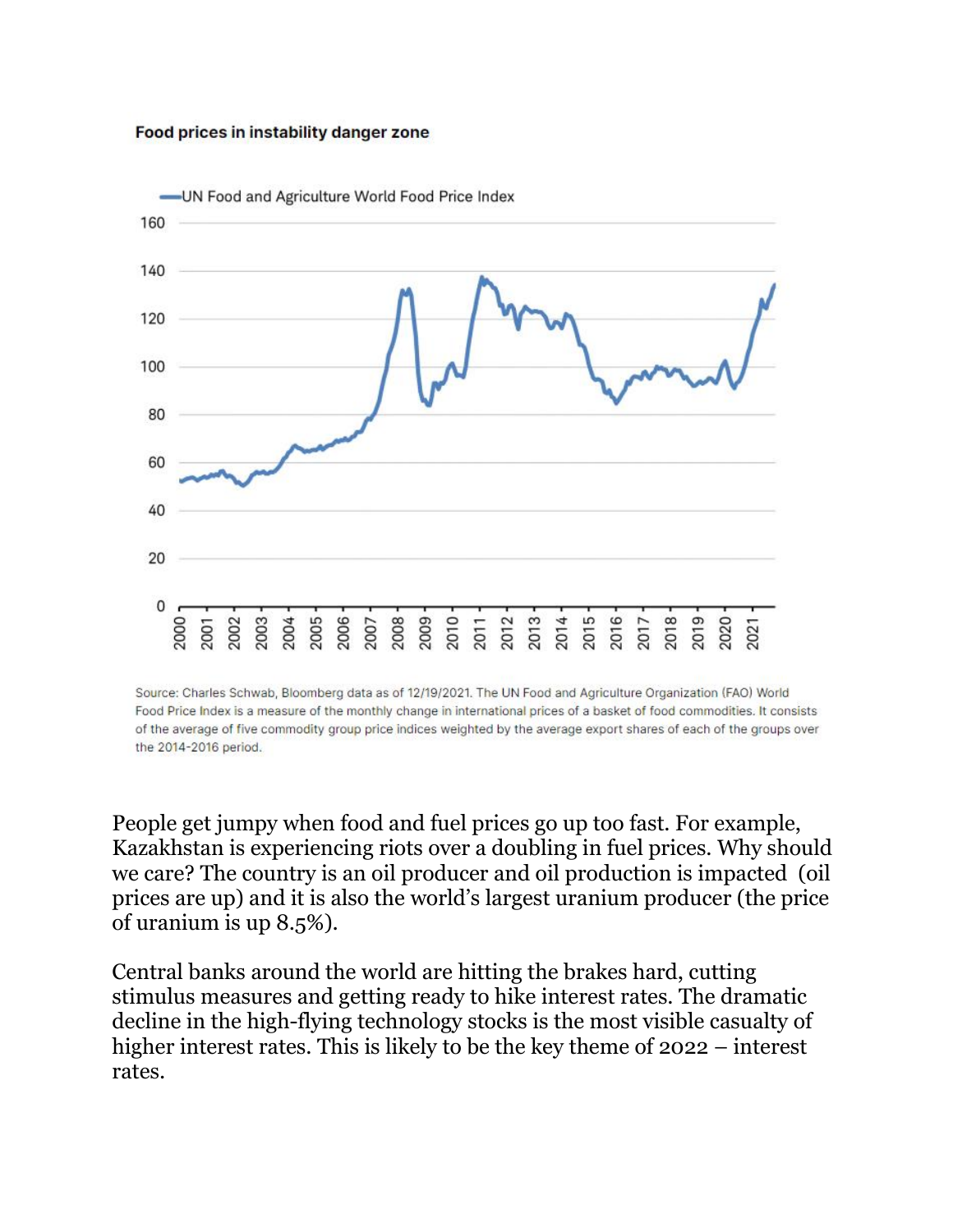**Food prices in instability danger zone**

Source: Charles Schwab, Bloomberg data as of 12/19/2021. The UN Food and Agriculture Organization (FAO) World Food Price Index is a measure of the monthly change in international prices of a basket of food commodities. It consists of the average of five commodity group price indices weighted by the average export shares of each of the groups over the 2014-2016 period.

People get jumpy when food and fuel prices go up too fast. For example, Kazakhstan is experiencing riots over a doubling in fuel prices. Why should we care? The country is an oil producer and oil production is impacted (oil prices are up) and it is also the world's largest uranium producer (the price of uranium is up 8.5%).

Central banks around the world are hitting the brakes hard, cutting stimulus measures and getting ready to hike interest rates. The dramatic decline in the high-flying technology stocks is the most visible casualty of higher interest rates. This is likely to be the key theme of 2022 – interest rates.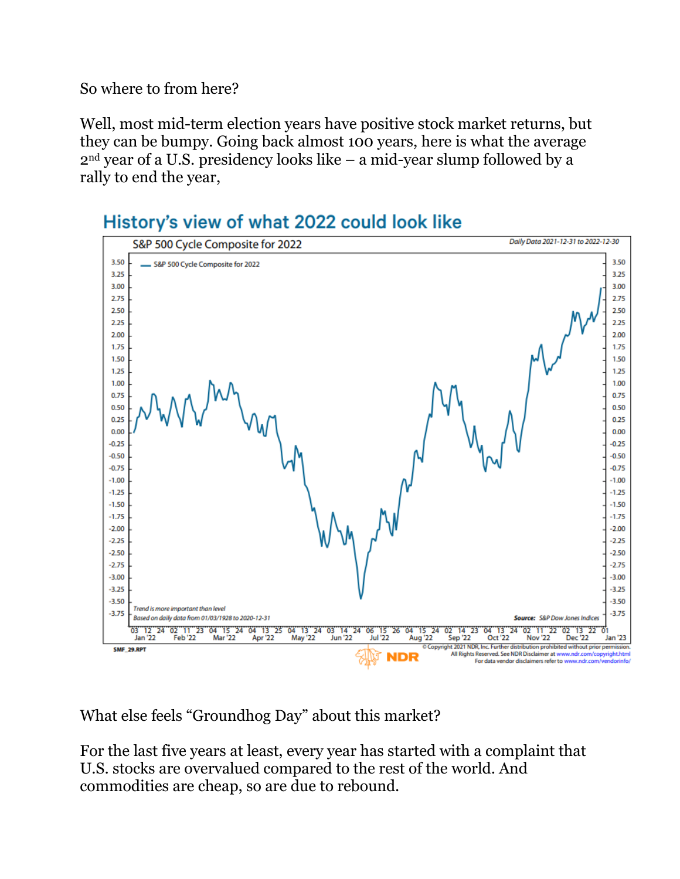So where to from here?

Well, most mid-term election years have positive stock market returns, but they can be bumpy. Going back almost 100 years, here is what the average 2nd year of a U.S. presidency looks like – a mid-year slump followed by a rally to end the year,

## History's view of what 2022 could look like

S&P 500 Cycle Composite for 2022

Daily Data 2021-12-31 to 2022-12-30

Trend is more important than level

Based on daily data from 01/03/1928 to 2020-12-31

Source: S&P Dow Jones Indices

SMF_29.RPT

© Copyright 2021 NDR, Inc. Further distribution prohibited without prior permission. All Rights Reserved. See NDR Disclaimer at www.ndr.com/copyright.html For data vendor disclaimers refer to www.ndr.com/vendorinfo/

What else feels "Groundhog Day" about this market?

For the last five years at least, every year has started with a complaint that U.S. stocks are overvalued compared to the rest of the world. And commodities are cheap, so are due to rebound.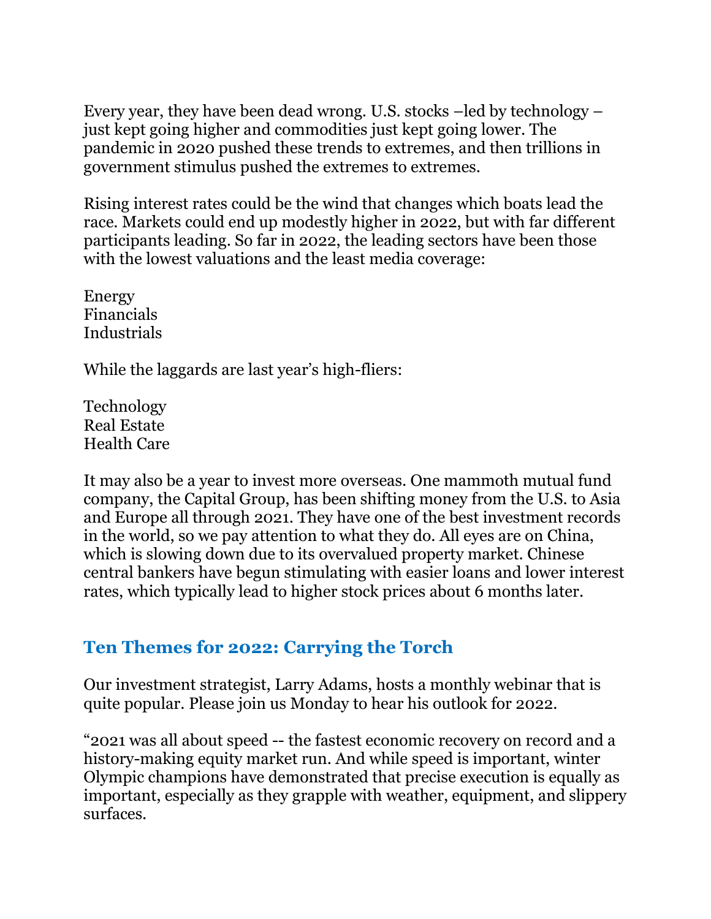Every year, they have been dead wrong. U.S. stocks –led by technology – just kept going higher and commodities just kept going lower. The pandemic in 2020 pushed these trends to extremes, and then trillions in government stimulus pushed the extremes to extremes.

Rising interest rates could be the wind that changes which boats lead the race. Markets could end up modestly higher in 2022, but with far different participants leading. So far in 2022, the leading sectors have been those with the lowest valuations and the least media coverage:

Energy
Financials
Industrials

While the laggards are last year's high-fliers:

Technology
Real Estate
Health Care

It may also be a year to invest more overseas. One mammoth mutual fund company, the Capital Group, has been shifting money from the U.S. to Asia and Europe all through 2021. They have one of the best investment records in the world, so we pay attention to what they do. All eyes are on China, which is slowing down due to its overvalued property market. Chinese central bankers have begun stimulating with easier loans and lower interest rates, which typically lead to higher stock prices about 6 months later.

## Ten Themes for 2022: Carrying the Torch

Our investment strategist, Larry Adams, hosts a monthly webinar that is quite popular. Please join us Monday to hear his outlook for 2022.

"2021 was all about speed -- the fastest economic recovery on record and a history-making equity market run. And while speed is important, winter Olympic champions have demonstrated that precise execution is equally as important, especially as they grapple with weather, equipment, and slippery surfaces.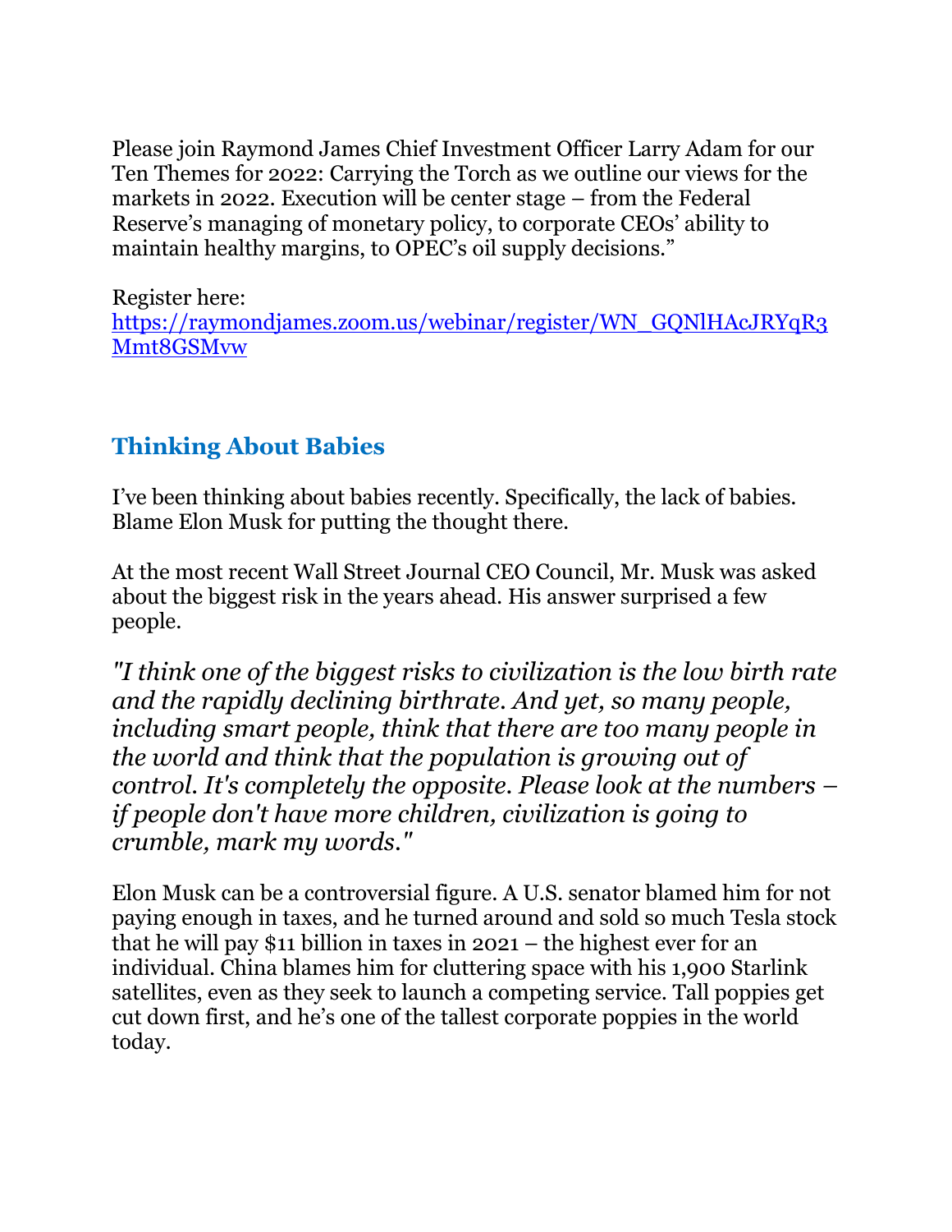Please join Raymond James Chief Investment Officer Larry Adam for our Ten Themes for 2022: Carrying the Torch as we outline our views for the markets in 2022. Execution will be center stage – from the Federal Reserve's managing of monetary policy, to corporate CEOs' ability to maintain healthy margins, to OPEC's oil supply decisions."

Register here:
[https://raymondjames.zoom.us/webinar/register/WN_GQNlHAcJRYqR3Mmt8GSMvw](https://raymondjames.zoom.us/webinar/register/WN_GQNlHAcJRYqR3Mmt8GSMvw)

## Thinking About Babies

I've been thinking about babies recently. Specifically, the lack of babies. Blame Elon Musk for putting the thought there.

At the most recent Wall Street Journal CEO Council, Mr. Musk was asked about the biggest risk in the years ahead. His answer surprised a few people.

*"I think one of the biggest risks to civilization is the low birth rate and the rapidly declining birthrate. And yet, so many people, including smart people, think that there are too many people in the world and think that the population is growing out of control. It's completely the opposite. Please look at the numbers – if people don't have more children, civilization is going to crumble, mark my words."*

Elon Musk can be a controversial figure. A U.S. senator blamed him for not paying enough in taxes, and he turned around and sold so much Tesla stock that he will pay $11 billion in taxes in 2021 – the highest ever for an individual. China blames him for cluttering space with his 1,900 Starlink satellites, even as they seek to launch a competing service. Tall poppies get cut down first, and he's one of the tallest corporate poppies in the world today.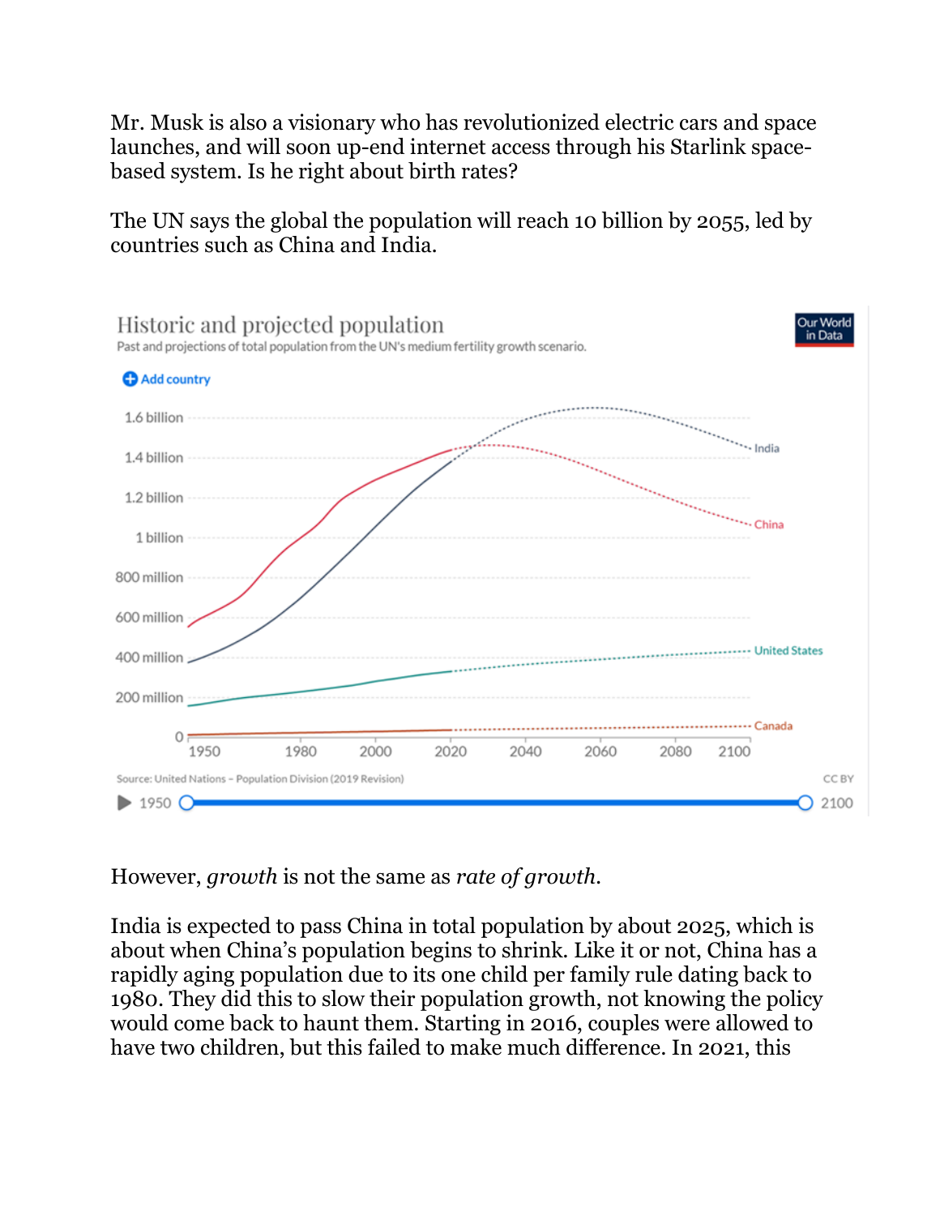Mr. Musk is also a visionary who has revolutionized electric cars and space launches, and will soon up-end internet access through his Starlink space-based system. Is he right about birth rates?

The UN says the global the population will reach 10 billion by 2055, led by countries such as China and India.

**Historic and projected population**

Past and projections of total population from the UN's medium fertility growth scenario.

Source: United Nations – Population Division (2019 Revision)

However, *growth* is not the same as *rate of growth*.

India is expected to pass China in total population by about 2025, which is about when China's population begins to shrink. Like it or not, China has a rapidly aging population due to its one child per family rule dating back to 1980. They did this to slow their population growth, not knowing the policy would come back to haunt them. Starting in 2016, couples were allowed to have two children, but this failed to make much difference. In 2021, this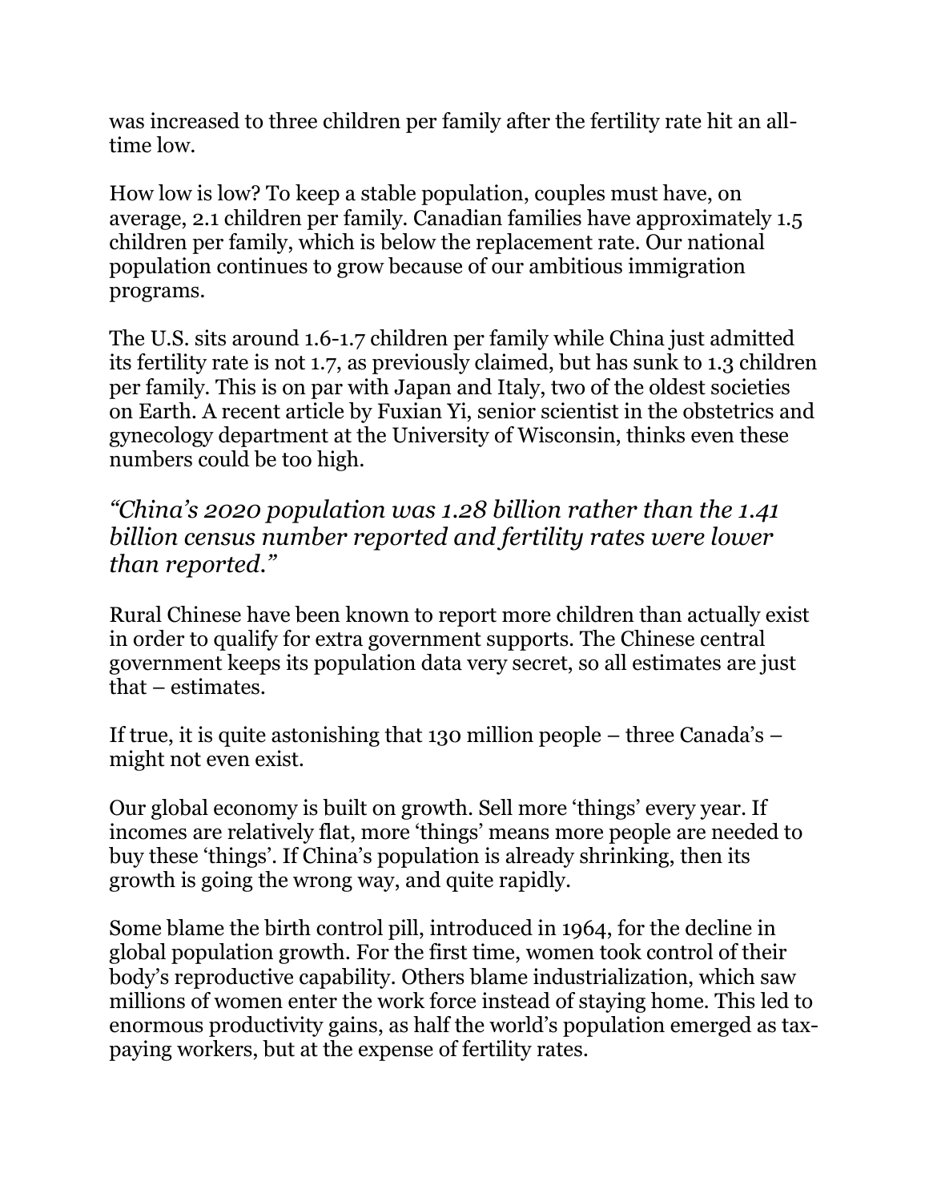was increased to three children per family after the fertility rate hit an all-time low.

How low is low? To keep a stable population, couples must have, on average, 2.1 children per family. Canadian families have approximately 1.5 children per family, which is below the replacement rate. Our national population continues to grow because of our ambitious immigration programs.

The U.S. sits around 1.6-1.7 children per family while China just admitted its fertility rate is not 1.7, as previously claimed, but has sunk to 1.3 children per family. This is on par with Japan and Italy, two of the oldest societies on Earth. A recent article by Fuxian Yi, senior scientist in the obstetrics and gynecology department at the University of Wisconsin, thinks even these numbers could be too high.

### *"China's 2020 population was 1.28 billion rather than the 1.41 billion census number reported and fertility rates were lower than reported."*

Rural Chinese have been known to report more children than actually exist in order to qualify for extra government supports. The Chinese central government keeps its population data very secret, so all estimates are just that – estimates.

If true, it is quite astonishing that 130 million people – three Canada's – might not even exist.

Our global economy is built on growth. Sell more 'things' every year. If incomes are relatively flat, more 'things' means more people are needed to buy these 'things'. If China's population is already shrinking, then its growth is going the wrong way, and quite rapidly.

Some blame the birth control pill, introduced in 1964, for the decline in global population growth. For the first time, women took control of their body's reproductive capability. Others blame industrialization, which saw millions of women enter the work force instead of staying home. This led to enormous productivity gains, as half the world's population emerged as tax-paying workers, but at the expense of fertility rates.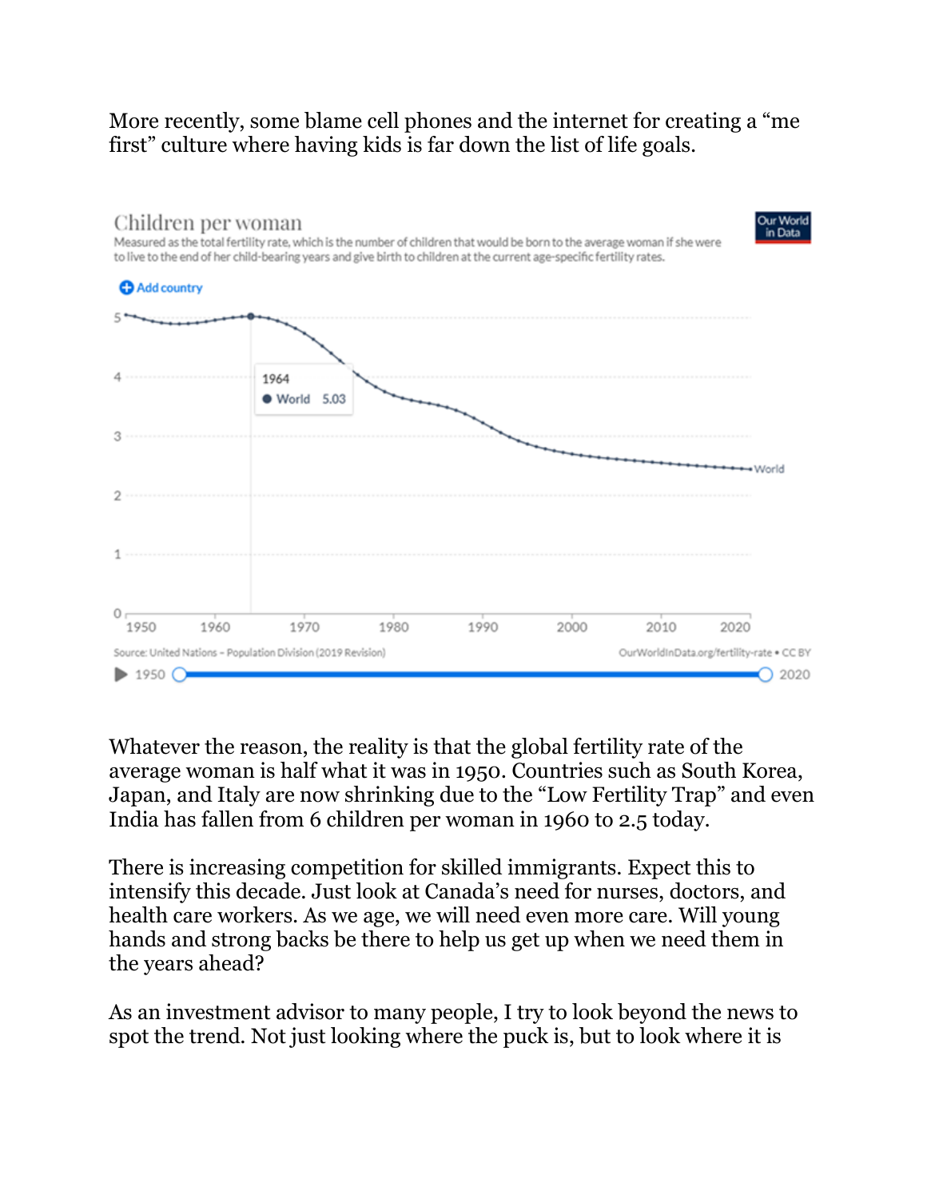More recently, some blame cell phones and the internet for creating a "me first" culture where having kids is far down the list of life goals.

**Children per woman**

Measured as the total fertility rate, which is the number of children that would be born to the average woman if she were to live to the end of her child-bearing years and give birth to children at the current age-specific fertility rates.

Source: United Nations – Population Division (2019 Revision)

OurWorldInData.org/fertility-rate • CC BY

Whatever the reason, the reality is that the global fertility rate of the average woman is half what it was in 1950. Countries such as South Korea, Japan, and Italy are now shrinking due to the "Low Fertility Trap" and even India has fallen from 6 children per woman in 1960 to 2.5 today.

There is increasing competition for skilled immigrants. Expect this to intensify this decade. Just look at Canada's need for nurses, doctors, and health care workers. As we age, we will need even more care. Will young hands and strong backs be there to help us get up when we need them in the years ahead?

As an investment advisor to many people, I try to look beyond the news to spot the trend. Not just looking where the puck is, but to look where it is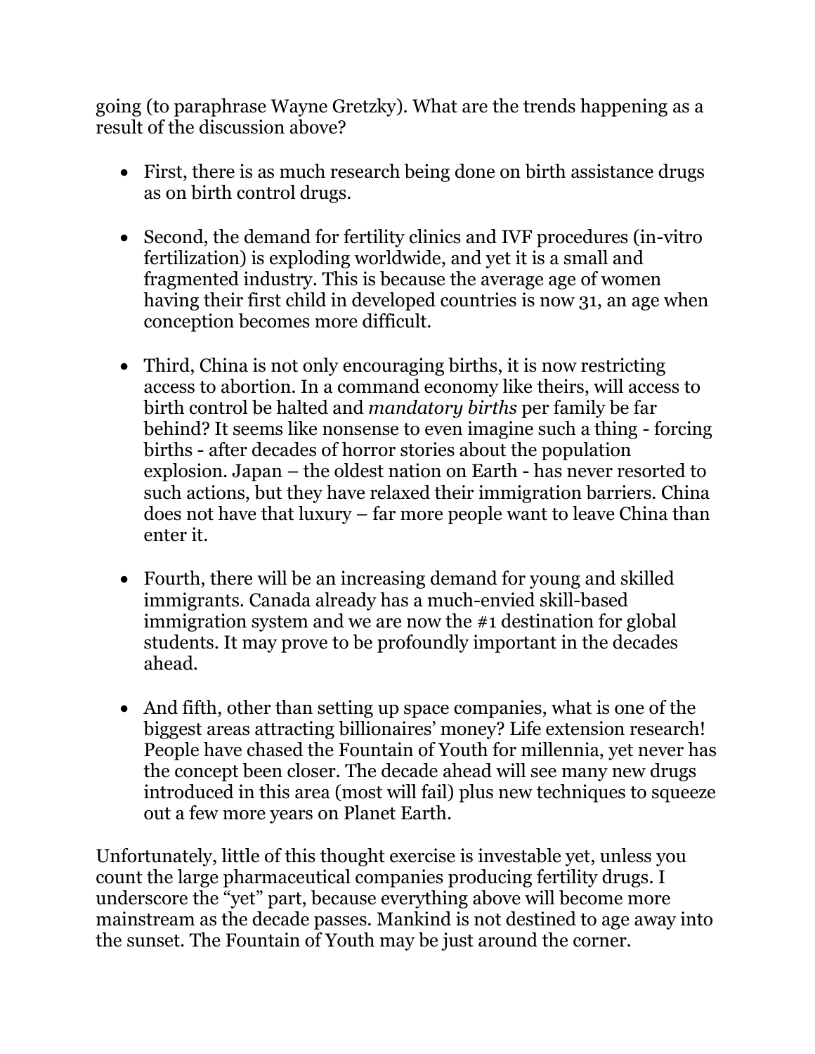going (to paraphrase Wayne Gretzky). What are the trends happening as a result of the discussion above?

- First, there is as much research being done on birth assistance drugs as on birth control drugs.

- Second, the demand for fertility clinics and IVF procedures (in-vitro fertilization) is exploding worldwide, and yet it is a small and fragmented industry. This is because the average age of women having their first child in developed countries is now 31, an age when conception becomes more difficult.

- Third, China is not only encouraging births, it is now restricting access to abortion. In a command economy like theirs, will access to birth control be halted and *mandatory births* per family be far behind? It seems like nonsense to even imagine such a thing - forcing births - after decades of horror stories about the population explosion. Japan – the oldest nation on Earth - has never resorted to such actions, but they have relaxed their immigration barriers. China does not have that luxury – far more people want to leave China than enter it.

- Fourth, there will be an increasing demand for young and skilled immigrants. Canada already has a much-envied skill-based immigration system and we are now the #1 destination for global students. It may prove to be profoundly important in the decades ahead.

- And fifth, other than setting up space companies, what is one of the biggest areas attracting billionaires' money? Life extension research! People have chased the Fountain of Youth for millennia, yet never has the concept been closer. The decade ahead will see many new drugs introduced in this area (most will fail) plus new techniques to squeeze out a few more years on Planet Earth.

Unfortunately, little of this thought exercise is investable yet, unless you count the large pharmaceutical companies producing fertility drugs. I underscore the "yet" part, because everything above will become more mainstream as the decade passes. Mankind is not destined to age away into the sunset. The Fountain of Youth may be just around the corner.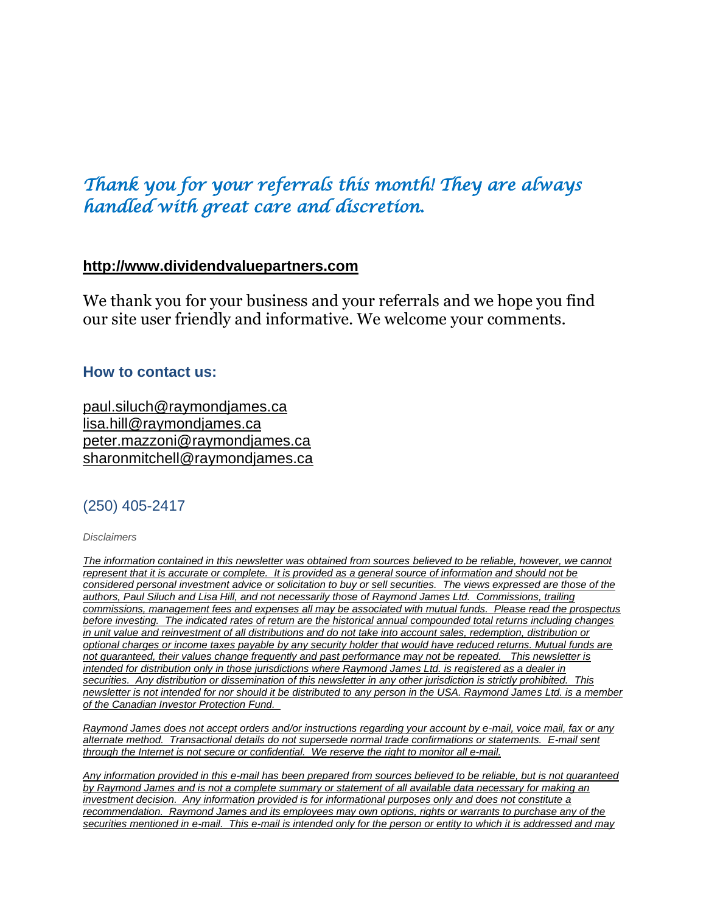*Thank you for your referrals this month! They are always handled with great care and discretion.*

**http://www.dividendvaluepartners.com**

We thank you for your business and your referrals and we hope you find our site user friendly and informative. We welcome your comments.

### How to contact us:

paul.siluch@raymondjames.ca
lisa.hill@raymondjames.ca
peter.mazzoni@raymondjames.ca
sharonmitchell@raymondjames.ca

(250) 405-2417

*Disclaimers*

*The information contained in this newsletter was obtained from sources believed to be reliable, however, we cannot represent that it is accurate or complete. It is provided as a general source of information and should not be considered personal investment advice or solicitation to buy or sell securities. The views expressed are those of the authors, Paul Siluch and Lisa Hill, and not necessarily those of Raymond James Ltd. Commissions, trailing commissions, management fees and expenses all may be associated with mutual funds. Please read the prospectus before investing. The indicated rates of return are the historical annual compounded total returns including changes in unit value and reinvestment of all distributions and do not take into account sales, redemption, distribution or optional charges or income taxes payable by any security holder that would have reduced returns. Mutual funds are not guaranteed, their values change frequently and past performance may not be repeated. This newsletter is intended for distribution only in those jurisdictions where Raymond James Ltd. is registered as a dealer in securities. Any distribution or dissemination of this newsletter in any other jurisdiction is strictly prohibited. This newsletter is not intended for nor should it be distributed to any person in the USA. Raymond James Ltd. is a member of the Canadian Investor Protection Fund.*

*Raymond James does not accept orders and/or instructions regarding your account by e-mail, voice mail, fax or any alternate method. Transactional details do not supersede normal trade confirmations or statements. E-mail sent through the Internet is not secure or confidential. We reserve the right to monitor all e-mail.*

*Any information provided in this e-mail has been prepared from sources believed to be reliable, but is not guaranteed by Raymond James and is not a complete summary or statement of all available data necessary for making an investment decision. Any information provided is for informational purposes only and does not constitute a recommendation. Raymond James and its employees may own options, rights or warrants to purchase any of the securities mentioned in e-mail. This e-mail is intended only for the person or entity to which it is addressed and may*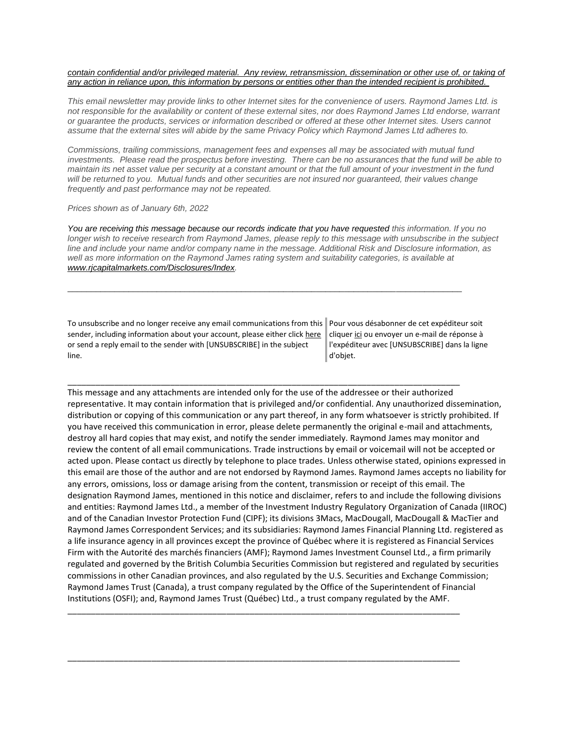*contain confidential and/or privileged material. Any review, retransmission, dissemination or other use of, or taking of any action in reliance upon, this information by persons or entities other than the intended recipient is prohibited.*

*This email newsletter may provide links to other Internet sites for the convenience of users. Raymond James Ltd. is not responsible for the availability or content of these external sites, nor does Raymond James Ltd endorse, warrant or guarantee the products, services or information described or offered at these other Internet sites. Users cannot assume that the external sites will abide by the same Privacy Policy which Raymond James Ltd adheres to.*

*Commissions, trailing commissions, management fees and expenses all may be associated with mutual fund investments. Please read the prospectus before investing. There can be no assurances that the fund will be able to maintain its net asset value per security at a constant amount or that the full amount of your investment in the fund will be returned to you. Mutual funds and other securities are not insured nor guaranteed, their values change frequently and past performance may not be repeated.*

*Prices shown as of January 6th, 2022*

*You are receiving this message because our records indicate that you have requested this information. If you no longer wish to receive research from Raymond James, please reply to this message with unsubscribe in the subject line and include your name and/or company name in the message. Additional Risk and Disclosure information, as well as more information on the Raymond James rating system and suitability categories, is available at www.rjcapitalmarkets.com/Disclosures/Index.*

---

To unsubscribe and no longer receive any email communications from this sender, including information about your account, please either click here or send a reply email to the sender with [UNSUBSCRIBE] in the subject line.

Pour vous désabonner de cet expéditeur soit cliquer ici ou envoyer un e-mail de réponse à l'expéditeur avec [UNSUBSCRIBE] dans la ligne d'objet.

---

This message and any attachments are intended only for the use of the addressee or their authorized representative. It may contain information that is privileged and/or confidential. Any unauthorized dissemination, distribution or copying of this communication or any part thereof, in any form whatsoever is strictly prohibited. If you have received this communication in error, please delete permanently the original e-mail and attachments, destroy all hard copies that may exist, and notify the sender immediately. Raymond James may monitor and review the content of all email communications. Trade instructions by email or voicemail will not be accepted or acted upon. Please contact us directly by telephone to place trades. Unless otherwise stated, opinions expressed in this email are those of the author and are not endorsed by Raymond James. Raymond James accepts no liability for any errors, omissions, loss or damage arising from the content, transmission or receipt of this email. The designation Raymond James, mentioned in this notice and disclaimer, refers to and include the following divisions and entities: Raymond James Ltd., a member of the Investment Industry Regulatory Organization of Canada (IIROC) and of the Canadian Investor Protection Fund (CIPF); its divisions 3Macs, MacDougall, MacDougall & MacTier and Raymond James Correspondent Services; and its subsidiaries: Raymond James Financial Planning Ltd. registered as a life insurance agency in all provinces except the province of Québec where it is registered as Financial Services Firm with the Autorité des marchés financiers (AMF); Raymond James Investment Counsel Ltd., a firm primarily regulated and governed by the British Columbia Securities Commission but registered and regulated by securities commissions in other Canadian provinces, and also regulated by the U.S. Securities and Exchange Commission; Raymond James Trust (Canada), a trust company regulated by the Office of the Superintendent of Financial Institutions (OSFI); and, Raymond James Trust (Québec) Ltd., a trust company regulated by the AMF.

---

---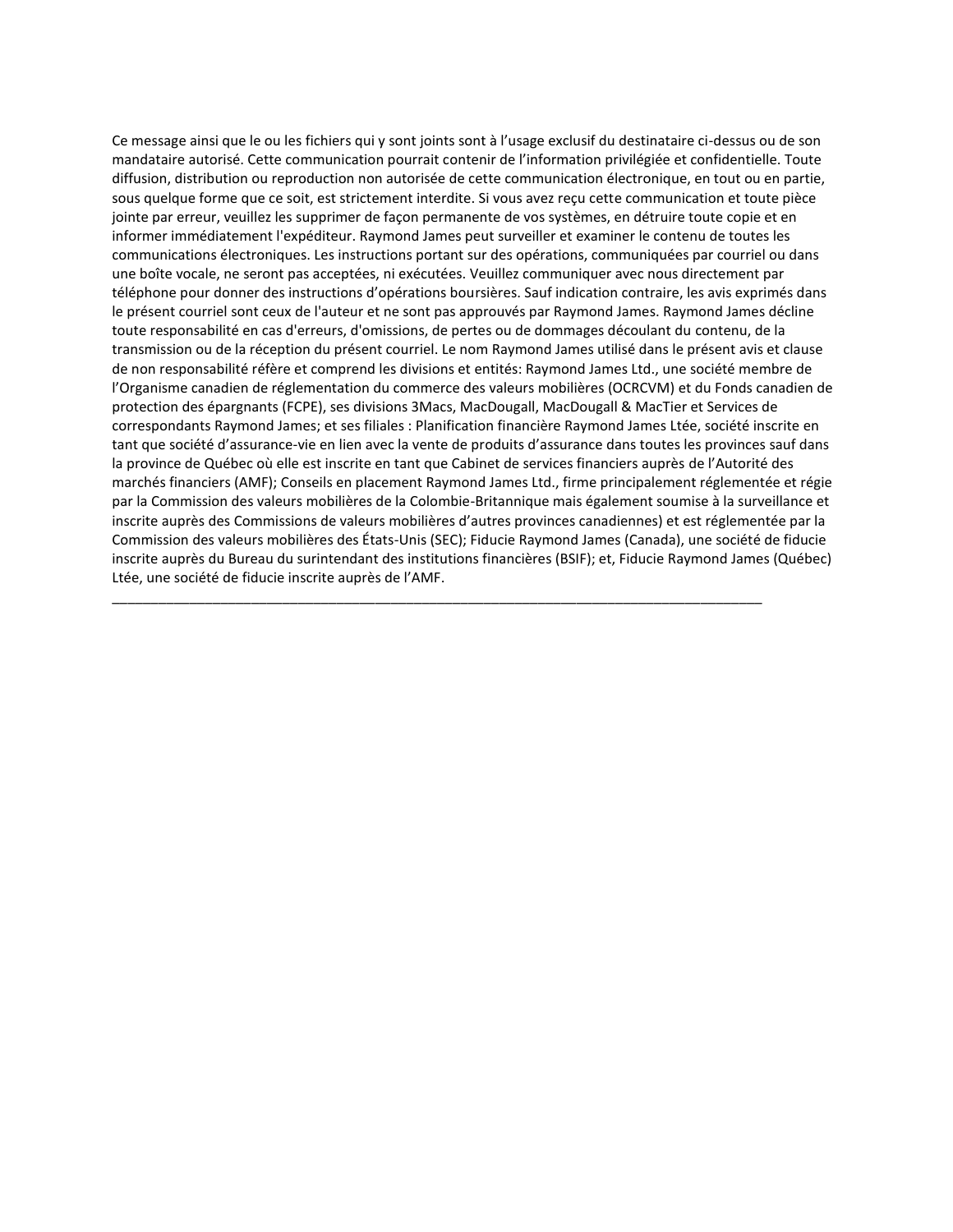Ce message ainsi que le ou les fichiers qui y sont joints sont à l'usage exclusif du destinataire ci-dessus ou de son mandataire autorisé. Cette communication pourrait contenir de l'information privilégiée et confidentielle. Toute diffusion, distribution ou reproduction non autorisée de cette communication électronique, en tout ou en partie, sous quelque forme que ce soit, est strictement interdite. Si vous avez reçu cette communication et toute pièce jointe par erreur, veuillez les supprimer de façon permanente de vos systèmes, en détruire toute copie et en informer immédiatement l'expéditeur. Raymond James peut surveiller et examiner le contenu de toutes les communications électroniques. Les instructions portant sur des opérations, communiquées par courriel ou dans une boîte vocale, ne seront pas acceptées, ni exécutées. Veuillez communiquer avec nous directement par téléphone pour donner des instructions d'opérations boursières. Sauf indication contraire, les avis exprimés dans le présent courriel sont ceux de l'auteur et ne sont pas approuvés par Raymond James. Raymond James décline toute responsabilité en cas d'erreurs, d'omissions, de pertes ou de dommages découlant du contenu, de la transmission ou de la réception du présent courriel. Le nom Raymond James utilisé dans le présent avis et clause de non responsabilité réfère et comprend les divisions et entités: Raymond James Ltd., une société membre de l'Organisme canadien de réglementation du commerce des valeurs mobilières (OCRCVM) et du Fonds canadien de protection des épargnants (FCPE), ses divisions 3Macs, MacDougall, MacDougall & MacTier et Services de correspondants Raymond James; et ses filiales : Planification financière Raymond James Ltée, société inscrite en tant que société d'assurance-vie en lien avec la vente de produits d'assurance dans toutes les provinces sauf dans la province de Québec où elle est inscrite en tant que Cabinet de services financiers auprès de l'Autorité des marchés financiers (AMF); Conseils en placement Raymond James Ltd., firme principalement réglementée et régie par la Commission des valeurs mobilières de la Colombie-Britannique mais également soumise à la surveillance et inscrite auprès des Commissions de valeurs mobilières d'autres provinces canadiennes) et est réglementée par la Commission des valeurs mobilières des États-Unis (SEC); Fiducie Raymond James (Canada), une société de fiducie inscrite auprès du Bureau du surintendant des institutions financières (BSIF); et, Fiducie Raymond James (Québec) Ltée, une société de fiducie inscrite auprès de l'AMF.

---